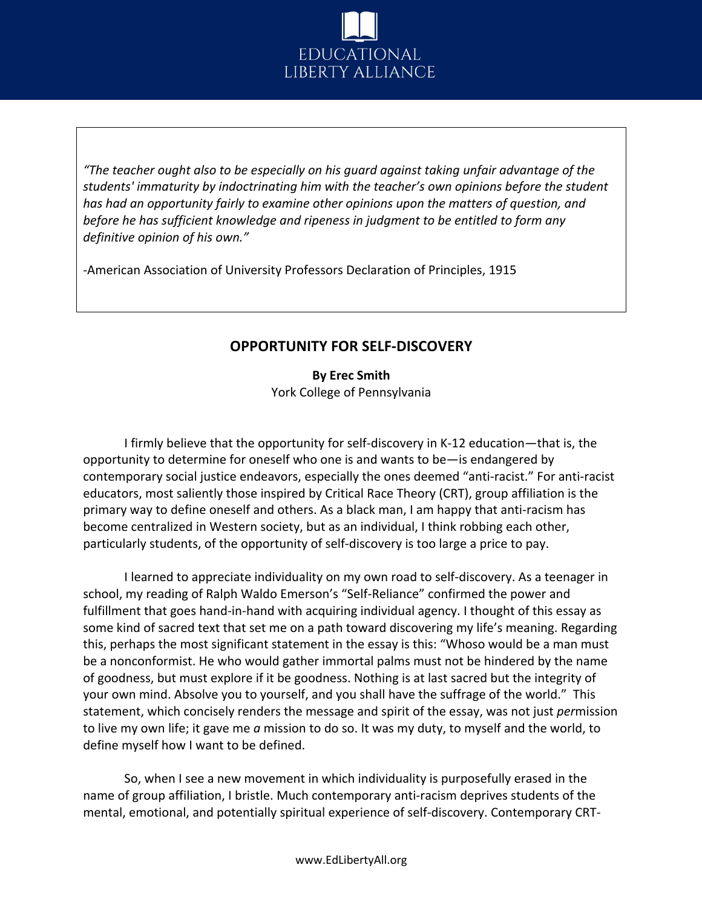EDUCATIONAL LIBERTY ALLIANCE

> *"The teacher ought also to be especially on his guard against taking unfair advantage of the students' immaturity by indoctrinating him with the teacher's own opinions before the student has had an opportunity fairly to examine other opinions upon the matters of question, and before he has sufficient knowledge and ripeness in judgment to be entitled to form any definitive opinion of his own."*
>
> -American Association of University Professors Declaration of Principles, 1915

## OPPORTUNITY FOR SELF-DISCOVERY

**By Erec Smith**
York College of Pennsylvania

I firmly believe that the opportunity for self-discovery in K-12 education—that is, the opportunity to determine for oneself who one is and wants to be—is endangered by contemporary social justice endeavors, especially the ones deemed "anti-racist." For anti-racist educators, most saliently those inspired by Critical Race Theory (CRT), group affiliation is the primary way to define oneself and others. As a black man, I am happy that anti-racism has become centralized in Western society, but as an individual, I think robbing each other, particularly students, of the opportunity of self-discovery is too large a price to pay.

I learned to appreciate individuality on my own road to self-discovery. As a teenager in school, my reading of Ralph Waldo Emerson's "Self-Reliance" confirmed the power and fulfillment that goes hand-in-hand with acquiring individual agency. I thought of this essay as some kind of sacred text that set me on a path toward discovering my life's meaning. Regarding this, perhaps the most significant statement in the essay is this: "Whoso would be a man must be a nonconformist. He who would gather immortal palms must not be hindered by the name of goodness, but must explore if it be goodness. Nothing is at last sacred but the integrity of your own mind. Absolve you to yourself, and you shall have the suffrage of the world." This statement, which concisely renders the message and spirit of the essay, was not just *per*mission to live my own life; it gave me *a* mission to do so. It was my duty, to myself and the world, to define myself how I want to be defined.

So, when I see a new movement in which individuality is purposefully erased in the name of group affiliation, I bristle. Much contemporary anti-racism deprives students of the mental, emotional, and potentially spiritual experience of self-discovery. Contemporary CRT-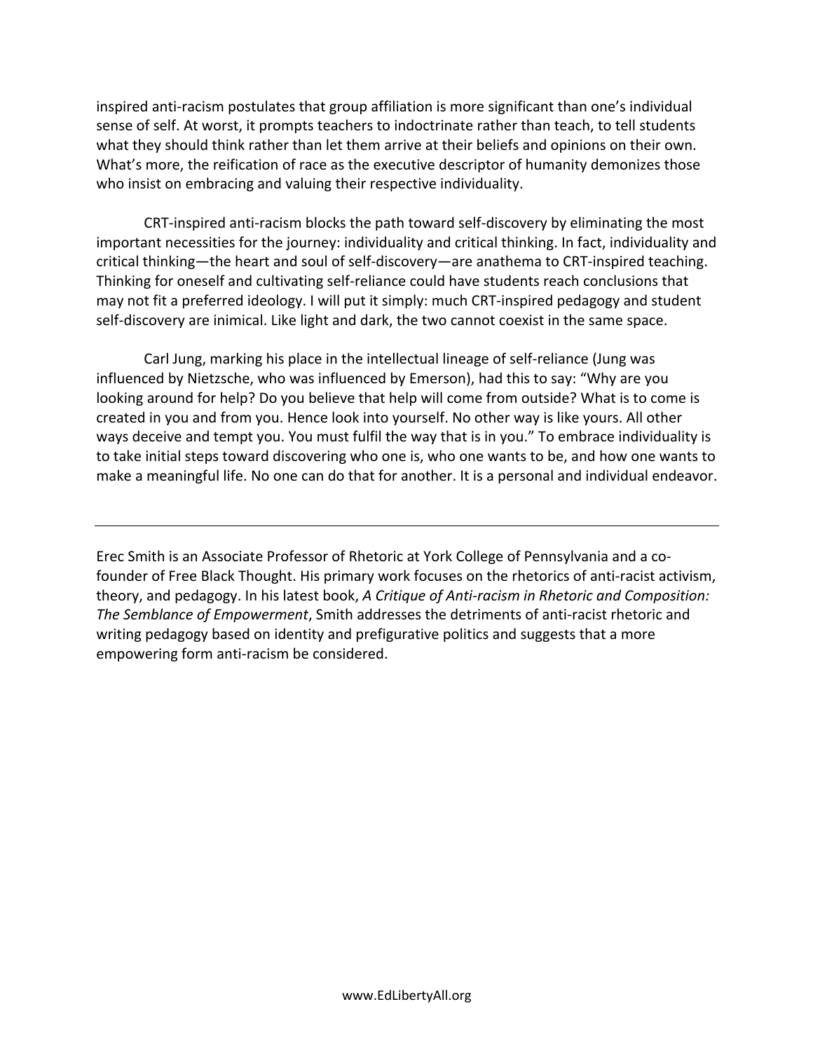inspired anti-racism postulates that group affiliation is more significant than one's individual sense of self. At worst, it prompts teachers to indoctrinate rather than teach, to tell students what they should think rather than let them arrive at their beliefs and opinions on their own. What's more, the reification of race as the executive descriptor of humanity demonizes those who insist on embracing and valuing their respective individuality.

CRT-inspired anti-racism blocks the path toward self-discovery by eliminating the most important necessities for the journey: individuality and critical thinking. In fact, individuality and critical thinking—the heart and soul of self-discovery—are anathema to CRT-inspired teaching. Thinking for oneself and cultivating self-reliance could have students reach conclusions that may not fit a preferred ideology. I will put it simply: much CRT-inspired pedagogy and student self-discovery are inimical. Like light and dark, the two cannot coexist in the same space.

Carl Jung, marking his place in the intellectual lineage of self-reliance (Jung was influenced by Nietzsche, who was influenced by Emerson), had this to say: "Why are you looking around for help? Do you believe that help will come from outside? What is to come is created in you and from you. Hence look into yourself. No other way is like yours. All other ways deceive and tempt you. You must fulfil the way that is in you." To embrace individuality is to take initial steps toward discovering who one is, who one wants to be, and how one wants to make a meaningful life. No one can do that for another. It is a personal and individual endeavor.

---

Erec Smith is an Associate Professor of Rhetoric at York College of Pennsylvania and a co-founder of Free Black Thought. His primary work focuses on the rhetorics of anti-racist activism, theory, and pedagogy. In his latest book, *A Critique of Anti-racism in Rhetoric and Composition: The Semblance of Empowerment*, Smith addresses the detriments of anti-racist rhetoric and writing pedagogy based on identity and prefigurative politics and suggests that a more empowering form anti-racism be considered.